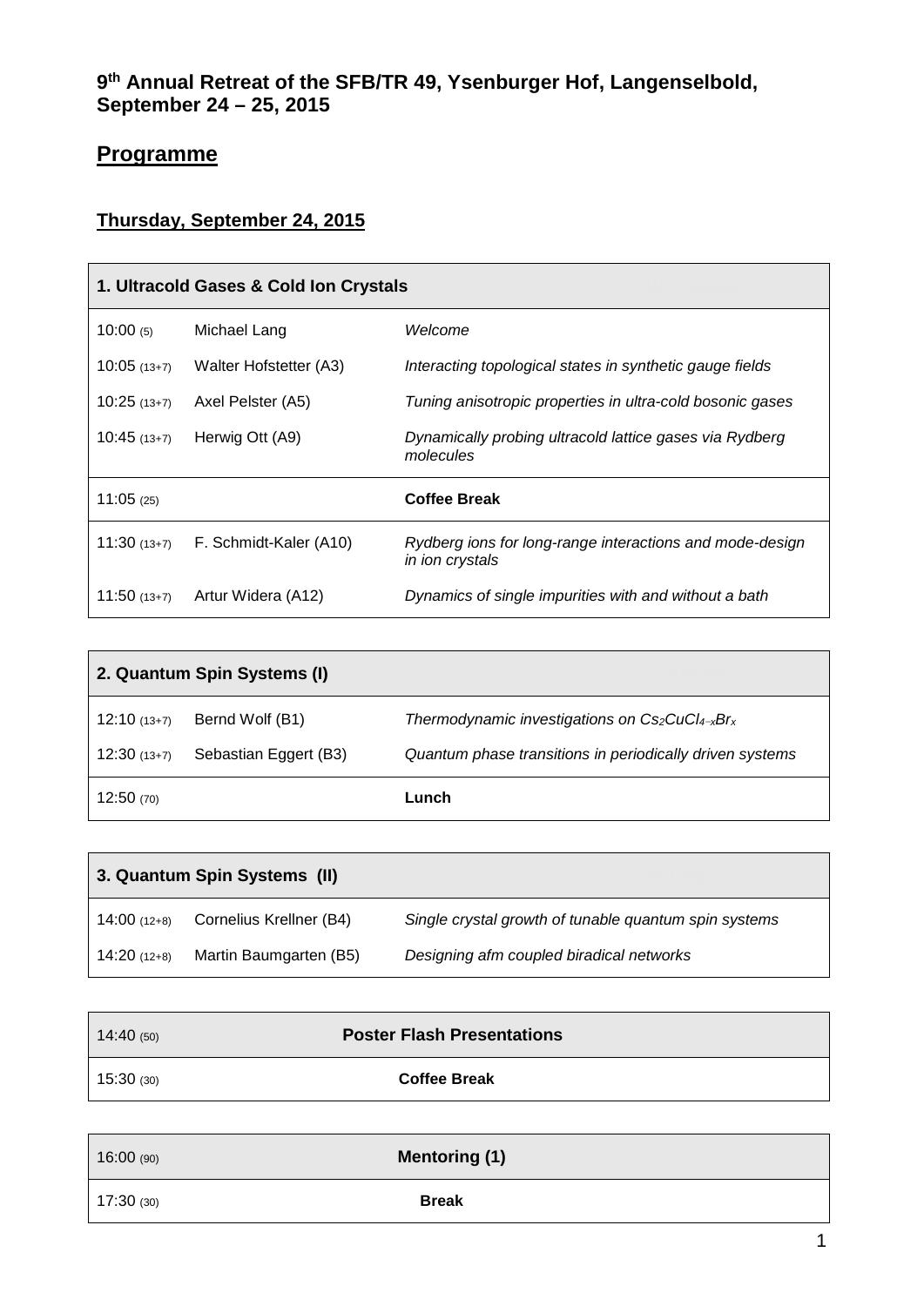# 9th Annual Retreat of the SFB/TR 49, Ysenburger Hof, Langenselbold, September 24 – 25, 2015

## Programme

### Thursday, September 24, 2015

| 1. Ultracold Gases & Cold Ion Crystals | | |
|---|---|---|
| 10:00 (5) | Michael Lang | *Welcome* |
| 10:05 (13+7) | Walter Hofstetter (A3) | *Interacting topological states in synthetic gauge fields* |
| 10:25 (13+7) | Axel Pelster (A5) | *Tuning anisotropic properties in ultra-cold bosonic gases* |
| 10:45 (13+7) | Herwig Ott (A9) | *Dynamically probing ultracold lattice gases via Rydberg molecules* |
| 11:05 (25) | | **Coffee Break** |
| 11:30 (13+7) | F. Schmidt-Kaler (A10) | *Rydberg ions for long-range interactions and mode-design in ion crystals* |
| 11:50 (13+7) | Artur Widera (A12) | *Dynamics of single impurities with and without a bath* |

| 2. Quantum Spin Systems (I) | | |
|---|---|---|
| 12:10 (13+7) | Bernd Wolf (B1) | *Thermodynamic investigations on $Cs_2CuCl_{4-x}Br_x$* |
| 12:30 (13+7) | Sebastian Eggert (B3) | *Quantum phase transitions in periodically driven systems* |
| 12:50 (70) | | **Lunch** |

| 3. Quantum Spin Systems (II) | | |
|---|---|---|
| 14:00 (12+8) | Cornelius Krellner (B4) | *Single crystal growth of tunable quantum spin systems* |
| 14:20 (12+8) | Martin Baumgarten (B5) | *Designing afm coupled biradical networks* |

| 14:40 (50) | **Poster Flash Presentations** |
|---|---|
| 15:30 (30) | **Coffee Break** |

| 16:00 (90) | **Mentoring (1)** |
|---|---|
| 17:30 (30) | **Break** |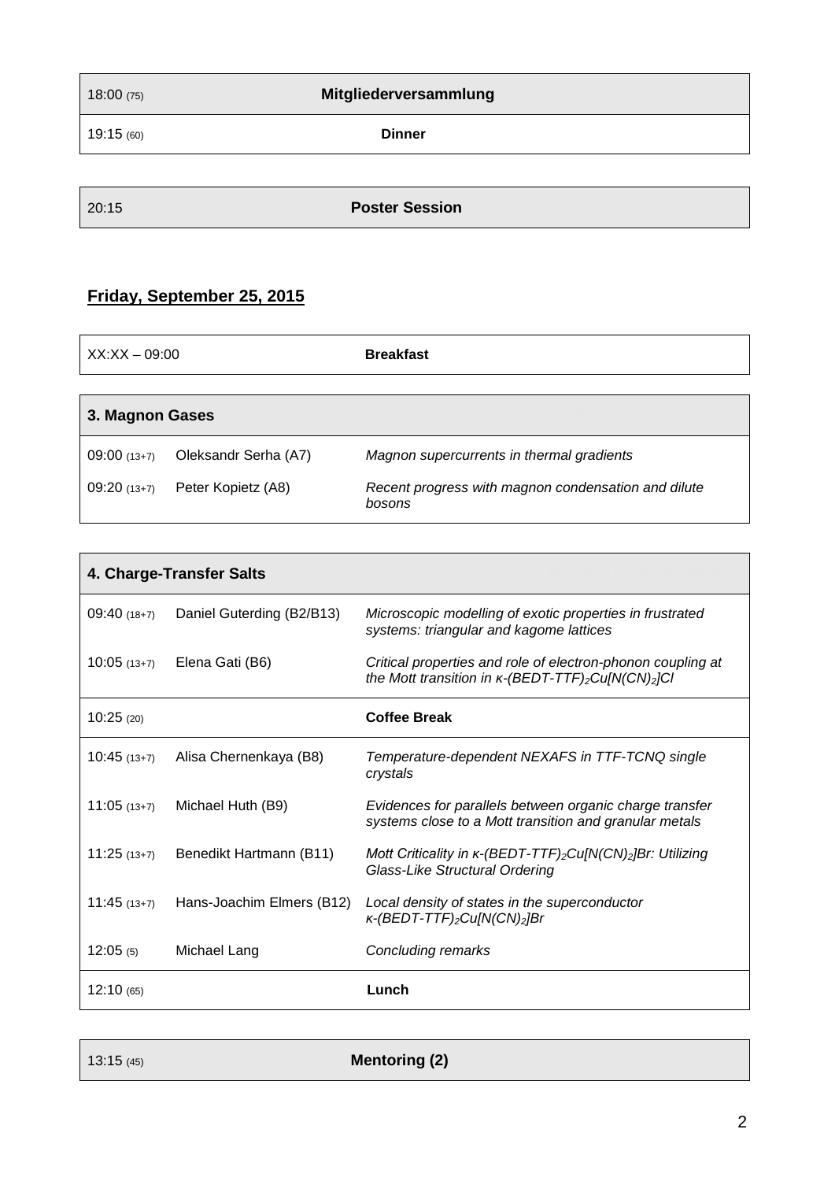| | |
|---|---|
| 18:00 (75) | **Mitgliederversammlung** |
| 19:15 (60) | **Dinner** |

| | |
|---|---|
| 20:15 | **Poster Session** |

## Friday, September 25, 2015

| | |
|---|---|
| XX:XX – 09:00 | **Breakfast** |

| **3. Magnon Gases** | | |
|---|---|---|
| 09:00 (13+7) | Oleksandr Serha (A7) | *Magnon supercurrents in thermal gradients* |
| 09:20 (13+7) | Peter Kopietz (A8) | *Recent progress with magnon condensation and dilute bosons* |

| **4. Charge-Transfer Salts** | | |
|---|---|---|
| 09:40 (18+7) | Daniel Guterding (B2/B13) | *Microscopic modelling of exotic properties in frustrated systems: triangular and kagome lattices* |
| 10:05 (13+7) | Elena Gati (B6) | *Critical properties and role of electron-phonon coupling at the Mott transition in κ-$(BEDT\text{-}TTF)_2Cu[N(CN)_2]Cl$* |
| 10:25 (20) | | **Coffee Break** |
| 10:45 (13+7) | Alisa Chernenkaya (B8) | *Temperature-dependent NEXAFS in TTF-TCNQ single crystals* |
| 11:05 (13+7) | Michael Huth (B9) | *Evidences for parallels between organic charge transfer systems close to a Mott transition and granular metals* |
| 11:25 (13+7) | Benedikt Hartmann (B11) | *Mott Criticality in κ-$(BEDT\text{-}TTF)_2Cu[N(CN)_2]Br$: Utilizing Glass-Like Structural Ordering* |
| 11:45 (13+7) | Hans-Joachim Elmers (B12) | *Local density of states in the superconductor κ-$(BEDT\text{-}TTF)_2Cu[N(CN)_2]Br$* |
| 12:05 (5) | Michael Lang | *Concluding remarks* |
| 12:10 (65) | | **Lunch** |

| | |
|---|---|
| 13:15 (45) | **Mentoring (2)** |